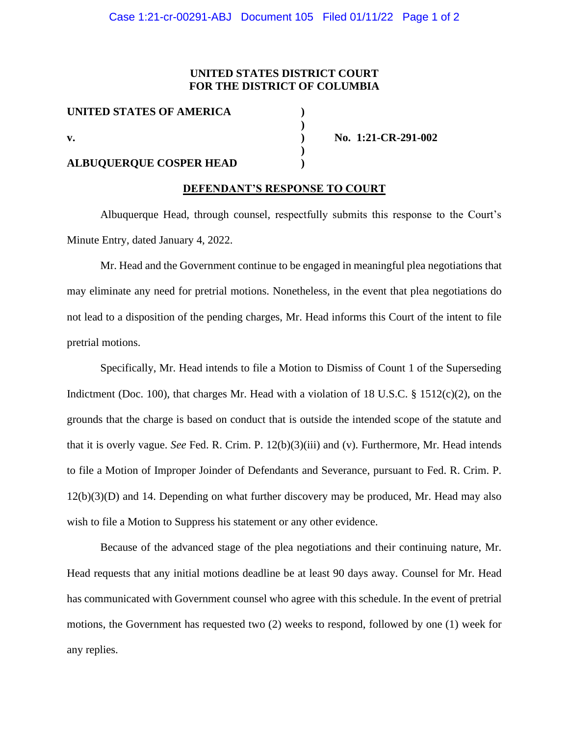**UNITED STATES DISTRICT COURT**
**FOR THE DISTRICT OF COLUMBIA**

| | | |
|---|---|---|
| **UNITED STATES OF AMERICA** | **)** | |
| | **)** | |
| **v.** | **)** | **No. 1:21-CR-291-002** |
| | **)** | |
| **ALBUQUERQUE COSPER HEAD** | **)** | |

**DEFENDANT'S RESPONSE TO COURT**

Albuquerque Head, through counsel, respectfully submits this response to the Court's Minute Entry, dated January 4, 2022.

Mr. Head and the Government continue to be engaged in meaningful plea negotiations that may eliminate any need for pretrial motions. Nonetheless, in the event that plea negotiations do not lead to a disposition of the pending charges, Mr. Head informs this Court of the intent to file pretrial motions.

Specifically, Mr. Head intends to file a Motion to Dismiss of Count 1 of the Superseding Indictment (Doc. 100), that charges Mr. Head with a violation of 18 U.S.C. § 1512(c)(2), on the grounds that the charge is based on conduct that is outside the intended scope of the statute and that it is overly vague. *See* Fed. R. Crim. P. 12(b)(3)(iii) and (v). Furthermore, Mr. Head intends to file a Motion of Improper Joinder of Defendants and Severance, pursuant to Fed. R. Crim. P. 12(b)(3)(D) and 14. Depending on what further discovery may be produced, Mr. Head may also wish to file a Motion to Suppress his statement or any other evidence.

Because of the advanced stage of the plea negotiations and their continuing nature, Mr. Head requests that any initial motions deadline be at least 90 days away. Counsel for Mr. Head has communicated with Government counsel who agree with this schedule. In the event of pretrial motions, the Government has requested two (2) weeks to respond, followed by one (1) week for any replies.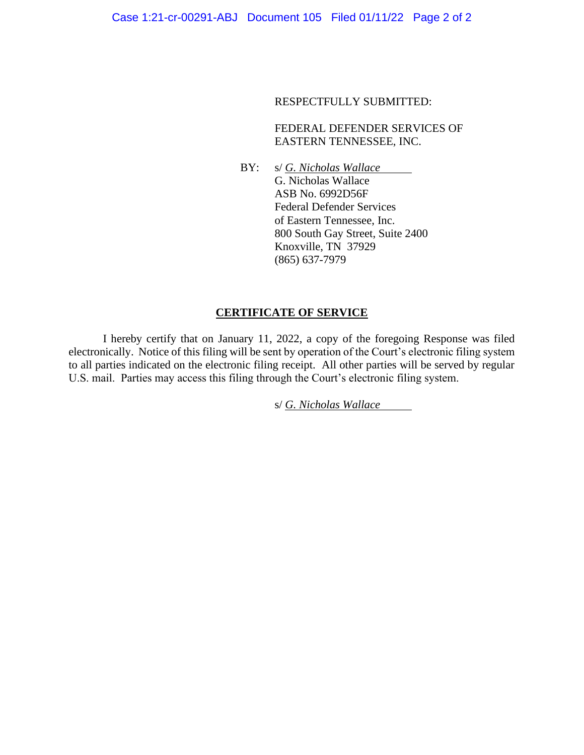RESPECTFULLY SUBMITTED:

FEDERAL DEFENDER SERVICES OF
EASTERN TENNESSEE, INC.

BY: s/ *G. Nicholas Wallace*
G. Nicholas Wallace
ASB No. 6992D56F
Federal Defender Services
of Eastern Tennessee, Inc.
800 South Gay Street, Suite 2400
Knoxville, TN 37929
(865) 637-7979

**CERTIFICATE OF SERVICE**

I hereby certify that on January 11, 2022, a copy of the foregoing Response was filed electronically. Notice of this filing will be sent by operation of the Court's electronic filing system to all parties indicated on the electronic filing receipt. All other parties will be served by regular U.S. mail. Parties may access this filing through the Court's electronic filing system.

s/ *G. Nicholas Wallace*